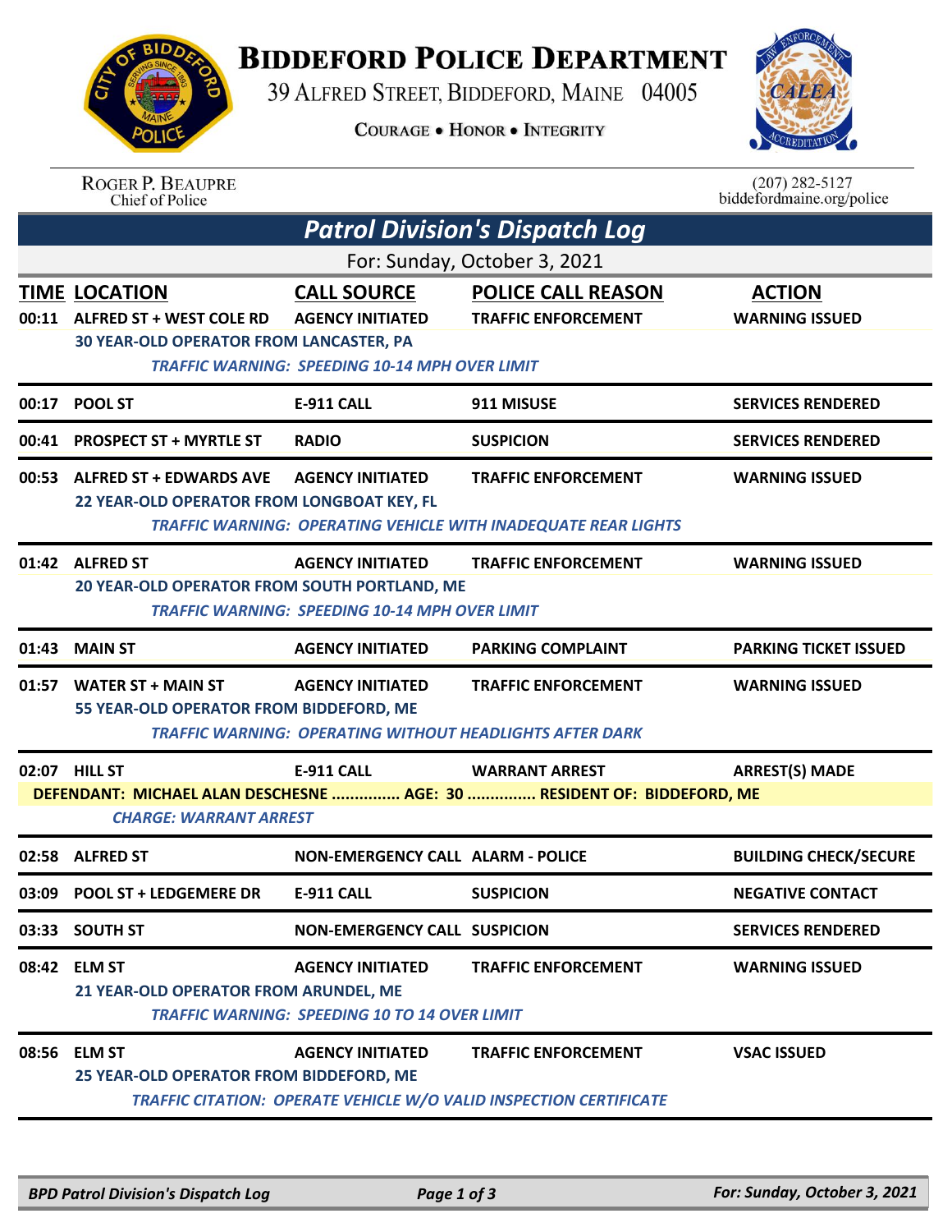# BIDDEFORD POLICE DEPARTMENT

39 ALFRED STREET, BIDDEFORD, MAINE 04005

COURAGE • HONOR • INTEGRITY

ROGER P. BEAUPRE
Chief of Police

(207) 282-5127
biddefordmaine.org/police

## *Patrol Division's Dispatch Log*

For: Sunday, October 3, 2021

| TIME | LOCATION | CALL SOURCE | POLICE CALL REASON | ACTION |
|---|---|---|---|---|
| 00:11 | ALFRED ST + WEST COLE RD | AGENCY INITIATED | TRAFFIC ENFORCEMENT | WARNING ISSUED |
| | 30 YEAR-OLD OPERATOR FROM LANCASTER, PA | | | |
| | *TRAFFIC WARNING: SPEEDING 10-14 MPH OVER LIMIT* | | | |
| 00:17 | POOL ST | E-911 CALL | 911 MISUSE | SERVICES RENDERED |
| 00:41 | PROSPECT ST + MYRTLE ST | RADIO | SUSPICION | SERVICES RENDERED |
| 00:53 | ALFRED ST + EDWARDS AVE | AGENCY INITIATED | TRAFFIC ENFORCEMENT | WARNING ISSUED |
| | 22 YEAR-OLD OPERATOR FROM LONGBOAT KEY, FL | | | |
| | *TRAFFIC WARNING: OPERATING VEHICLE WITH INADEQUATE REAR LIGHTS* | | | |
| 01:42 | ALFRED ST | AGENCY INITIATED | TRAFFIC ENFORCEMENT | WARNING ISSUED |
| | 20 YEAR-OLD OPERATOR FROM SOUTH PORTLAND, ME | | | |
| | *TRAFFIC WARNING: SPEEDING 10-14 MPH OVER LIMIT* | | | |
| 01:43 | MAIN ST | AGENCY INITIATED | PARKING COMPLAINT | PARKING TICKET ISSUED |
| 01:57 | WATER ST + MAIN ST | AGENCY INITIATED | TRAFFIC ENFORCEMENT | WARNING ISSUED |
| | 55 YEAR-OLD OPERATOR FROM BIDDEFORD, ME | | | |
| | *TRAFFIC WARNING: OPERATING WITHOUT HEADLIGHTS AFTER DARK* | | | |
| 02:07 | HILL ST | E-911 CALL | WARRANT ARREST | ARREST(S) MADE |
| | DEFENDANT: MICHAEL ALAN DESCHESNE ............... AGE: 30 ............... RESIDENT OF: BIDDEFORD, ME | | | |
| | *CHARGE: WARRANT ARREST* | | | |
| 02:58 | ALFRED ST | NON-EMERGENCY CALL | ALARM - POLICE | BUILDING CHECK/SECURE |
| 03:09 | POOL ST + LEDGEMERE DR | E-911 CALL | SUSPICION | NEGATIVE CONTACT |
| 03:33 | SOUTH ST | NON-EMERGENCY CALL | SUSPICION | SERVICES RENDERED |
| 08:42 | ELM ST | AGENCY INITIATED | TRAFFIC ENFORCEMENT | WARNING ISSUED |
| | 21 YEAR-OLD OPERATOR FROM ARUNDEL, ME | | | |
| | *TRAFFIC WARNING: SPEEDING 10 TO 14 OVER LIMIT* | | | |
| 08:56 | ELM ST | AGENCY INITIATED | TRAFFIC ENFORCEMENT | VSAC ISSUED |
| | 25 YEAR-OLD OPERATOR FROM BIDDEFORD, ME | | | |
| | *TRAFFIC CITATION: OPERATE VEHICLE W/O VALID INSPECTION CERTIFICATE* | | | |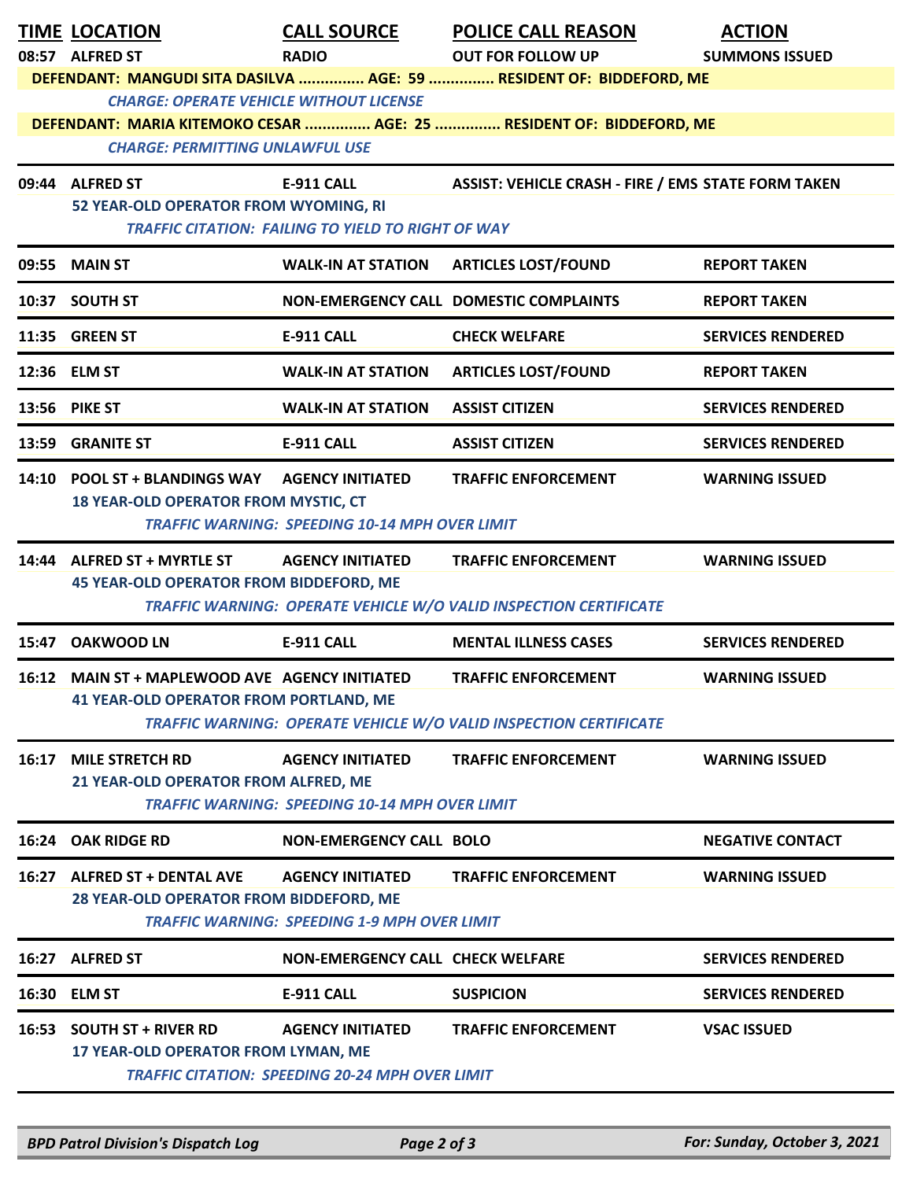| TIME | LOCATION | CALL SOURCE | POLICE CALL REASON | ACTION |
|---|---|---|---|---|
| 08:57 | ALFRED ST | RADIO | OUT FOR FOLLOW UP | SUMMONS ISSUED |
| | DEFENDANT: MANGUDI SITA DASILVA ............... AGE: 59 ............... RESIDENT OF: BIDDEFORD, ME | | | |
| | *CHARGE: OPERATE VEHICLE WITHOUT LICENSE* | | | |
| | DEFENDANT: MARIA KITEMOKO CESAR ............... AGE: 25 ............... RESIDENT OF: BIDDEFORD, ME | | | |
| | *CHARGE: PERMITTING UNLAWFUL USE* | | | |
| 09:44 | ALFRED ST | E-911 CALL | ASSIST: VEHICLE CRASH - FIRE / EMS | STATE FORM TAKEN |
| | 52 YEAR-OLD OPERATOR FROM WYOMING, RI | | | |
| | *TRAFFIC CITATION: FAILING TO YIELD TO RIGHT OF WAY* | | | |
| 09:55 | MAIN ST | WALK-IN AT STATION | ARTICLES LOST/FOUND | REPORT TAKEN |
| 10:37 | SOUTH ST | NON-EMERGENCY CALL | DOMESTIC COMPLAINTS | REPORT TAKEN |
| 11:35 | GREEN ST | E-911 CALL | CHECK WELFARE | SERVICES RENDERED |
| 12:36 | ELM ST | WALK-IN AT STATION | ARTICLES LOST/FOUND | REPORT TAKEN |
| 13:56 | PIKE ST | WALK-IN AT STATION | ASSIST CITIZEN | SERVICES RENDERED |
| 13:59 | GRANITE ST | E-911 CALL | ASSIST CITIZEN | SERVICES RENDERED |
| 14:10 | POOL ST + BLANDINGS WAY | AGENCY INITIATED | TRAFFIC ENFORCEMENT | WARNING ISSUED |
| | 18 YEAR-OLD OPERATOR FROM MYSTIC, CT | | | |
| | *TRAFFIC WARNING: SPEEDING 10-14 MPH OVER LIMIT* | | | |
| 14:44 | ALFRED ST + MYRTLE ST | AGENCY INITIATED | TRAFFIC ENFORCEMENT | WARNING ISSUED |
| | 45 YEAR-OLD OPERATOR FROM BIDDEFORD, ME | | | |
| | *TRAFFIC WARNING: OPERATE VEHICLE W/O VALID INSPECTION CERTIFICATE* | | | |
| 15:47 | OAKWOOD LN | E-911 CALL | MENTAL ILLNESS CASES | SERVICES RENDERED |
| 16:12 | MAIN ST + MAPLEWOOD AVE | AGENCY INITIATED | TRAFFIC ENFORCEMENT | WARNING ISSUED |
| | 41 YEAR-OLD OPERATOR FROM PORTLAND, ME | | | |
| | *TRAFFIC WARNING: OPERATE VEHICLE W/O VALID INSPECTION CERTIFICATE* | | | |
| 16:17 | MILE STRETCH RD | AGENCY INITIATED | TRAFFIC ENFORCEMENT | WARNING ISSUED |
| | 21 YEAR-OLD OPERATOR FROM ALFRED, ME | | | |
| | *TRAFFIC WARNING: SPEEDING 10-14 MPH OVER LIMIT* | | | |
| 16:24 | OAK RIDGE RD | NON-EMERGENCY CALL | BOLO | NEGATIVE CONTACT |
| 16:27 | ALFRED ST + DENTAL AVE | AGENCY INITIATED | TRAFFIC ENFORCEMENT | WARNING ISSUED |
| | 28 YEAR-OLD OPERATOR FROM BIDDEFORD, ME | | | |
| | *TRAFFIC WARNING: SPEEDING 1-9 MPH OVER LIMIT* | | | |
| 16:27 | ALFRED ST | NON-EMERGENCY CALL | CHECK WELFARE | SERVICES RENDERED |
| 16:30 | ELM ST | E-911 CALL | SUSPICION | SERVICES RENDERED |
| 16:53 | SOUTH ST + RIVER RD | AGENCY INITIATED | TRAFFIC ENFORCEMENT | VSAC ISSUED |
| | 17 YEAR-OLD OPERATOR FROM LYMAN, ME | | | |
| | *TRAFFIC CITATION: SPEEDING 20-24 MPH OVER LIMIT* | | | |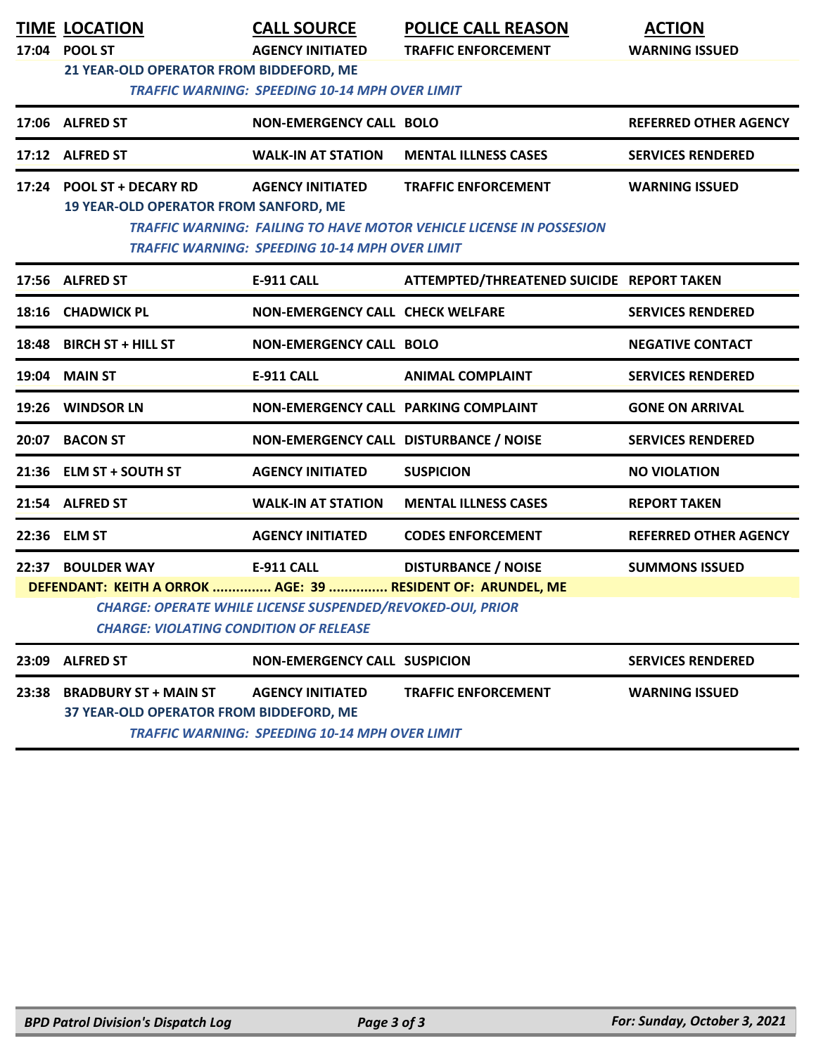| TIME | LOCATION | CALL SOURCE | POLICE CALL REASON | ACTION |
|---|---|---|---|---|
| 17:04 | POOL ST | AGENCY INITIATED | TRAFFIC ENFORCEMENT | WARNING ISSUED |
| | 21 YEAR-OLD OPERATOR FROM BIDDEFORD, ME | | | |
| | *TRAFFIC WARNING: SPEEDING 10-14 MPH OVER LIMIT* | | | |
| 17:06 | ALFRED ST | NON-EMERGENCY CALL | BOLO | REFERRED OTHER AGENCY |
| 17:12 | ALFRED ST | WALK-IN AT STATION | MENTAL ILLNESS CASES | SERVICES RENDERED |
| 17:24 | POOL ST + DECARY RD | AGENCY INITIATED | TRAFFIC ENFORCEMENT | WARNING ISSUED |
| | 19 YEAR-OLD OPERATOR FROM SANFORD, ME | | | |
| | *TRAFFIC WARNING: FAILING TO HAVE MOTOR VEHICLE LICENSE IN POSSESION* | | | |
| | *TRAFFIC WARNING: SPEEDING 10-14 MPH OVER LIMIT* | | | |
| 17:56 | ALFRED ST | E-911 CALL | ATTEMPTED/THREATENED SUICIDE | REPORT TAKEN |
| 18:16 | CHADWICK PL | NON-EMERGENCY CALL | CHECK WELFARE | SERVICES RENDERED |
| 18:48 | BIRCH ST + HILL ST | NON-EMERGENCY CALL | BOLO | NEGATIVE CONTACT |
| 19:04 | MAIN ST | E-911 CALL | ANIMAL COMPLAINT | SERVICES RENDERED |
| 19:26 | WINDSOR LN | NON-EMERGENCY CALL | PARKING COMPLAINT | GONE ON ARRIVAL |
| 20:07 | BACON ST | NON-EMERGENCY CALL | DISTURBANCE / NOISE | SERVICES RENDERED |
| 21:36 | ELM ST + SOUTH ST | AGENCY INITIATED | SUSPICION | NO VIOLATION |
| 21:54 | ALFRED ST | WALK-IN AT STATION | MENTAL ILLNESS CASES | REPORT TAKEN |
| 22:36 | ELM ST | AGENCY INITIATED | CODES ENFORCEMENT | REFERRED OTHER AGENCY |
| 22:37 | BOULDER WAY | E-911 CALL | DISTURBANCE / NOISE | SUMMONS ISSUED |
| | DEFENDANT: KEITH A ORROK ............... AGE: 39 ............... RESIDENT OF: ARUNDEL, ME | | | |
| | *CHARGE: OPERATE WHILE LICENSE SUSPENDED/REVOKED-OUI, PRIOR* | | | |
| | *CHARGE: VIOLATING CONDITION OF RELEASE* | | | |
| 23:09 | ALFRED ST | NON-EMERGENCY CALL | SUSPICION | SERVICES RENDERED |
| 23:38 | BRADBURY ST + MAIN ST | AGENCY INITIATED | TRAFFIC ENFORCEMENT | WARNING ISSUED |
| | 37 YEAR-OLD OPERATOR FROM BIDDEFORD, ME | | | |
| | *TRAFFIC WARNING: SPEEDING 10-14 MPH OVER LIMIT* | | | |